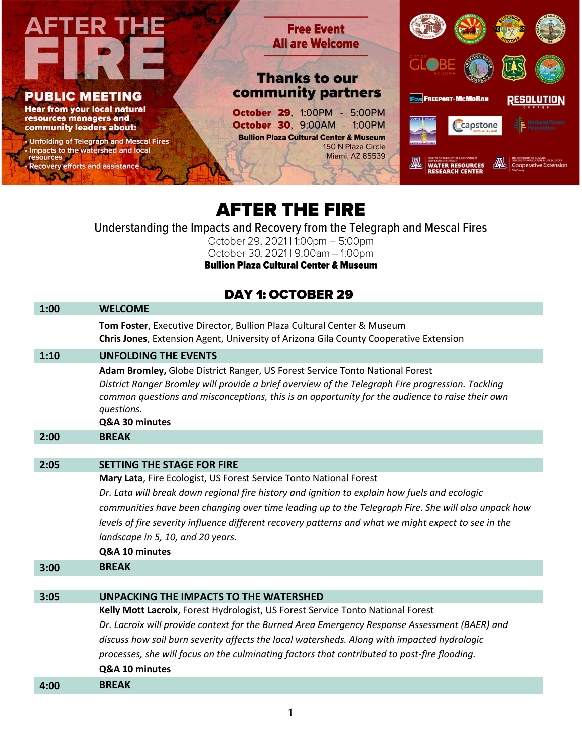# AFTER THE FIRE

## PUBLIC MEETING

**Hear from your local natural resources managers and community leaders about:**

- Unfolding of Telegraph and Mescal Fires
- Impacts to the watershed and local resources
- Recovery efforts and assistance

**Free Event**
**All are Welcome**

**Thanks to our community partners**

**October 29**, 1:00PM - 5:00PM
**October 30**, 9:00AM - 1:00PM
**Bullion Plaza Cultural Center & Museum**
150 N Plaza Circle
Miami, AZ 85539

# AFTER THE FIRE

Understanding the Impacts and Recovery from the Telegraph and Mescal Fires
October 29, 2021 | 1:00pm – 5:00pm
October 30, 2021 | 9:00am – 1:00pm
**Bullion Plaza Cultural Center & Museum**

## DAY 1: OCTOBER 29

| | |
|---|---|
| **1:00** | **WELCOME** |
| | **Tom Foster**, Executive Director, Bullion Plaza Cultural Center & Museum<br>**Chris Jones**, Extension Agent, University of Arizona Gila County Cooperative Extension |
| **1:10** | **UNFOLDING THE EVENTS** |
| | **Adam Bromley,** Globe District Ranger, US Forest Service Tonto National Forest<br>*District Ranger Bromley will provide a brief overview of the Telegraph Fire progression. Tackling common questions and misconceptions, this is an opportunity for the audience to raise their own questions.*<br>**Q&A 30 minutes** |
| **2:00** | **BREAK** |
| **2:05** | **SETTING THE STAGE FOR FIRE** |
| | **Mary Lata**, Fire Ecologist, US Forest Service Tonto National Forest<br>*Dr. Lata will break down regional fire history and ignition to explain how fuels and ecologic communities have been changing over time leading up to the Telegraph Fire. She will also unpack how levels of fire severity influence different recovery patterns and what we might expect to see in the landscape in 5, 10, and 20 years.*<br>**Q&A 10 minutes** |
| **3:00** | **BREAK** |
| **3:05** | **UNPACKING THE IMPACTS TO THE WATERSHED** |
| | **Kelly Mott Lacroix**, Forest Hydrologist, US Forest Service Tonto National Forest<br>*Dr. Lacroix will provide context for the Burned Area Emergency Response Assessment (BAER) and discuss how soil burn severity affects the local watersheds. Along with impacted hydrologic processes, she will focus on the culminating factors that contributed to post-fire flooding.*<br>**Q&A 10 minutes** |
| **4:00** | **BREAK** |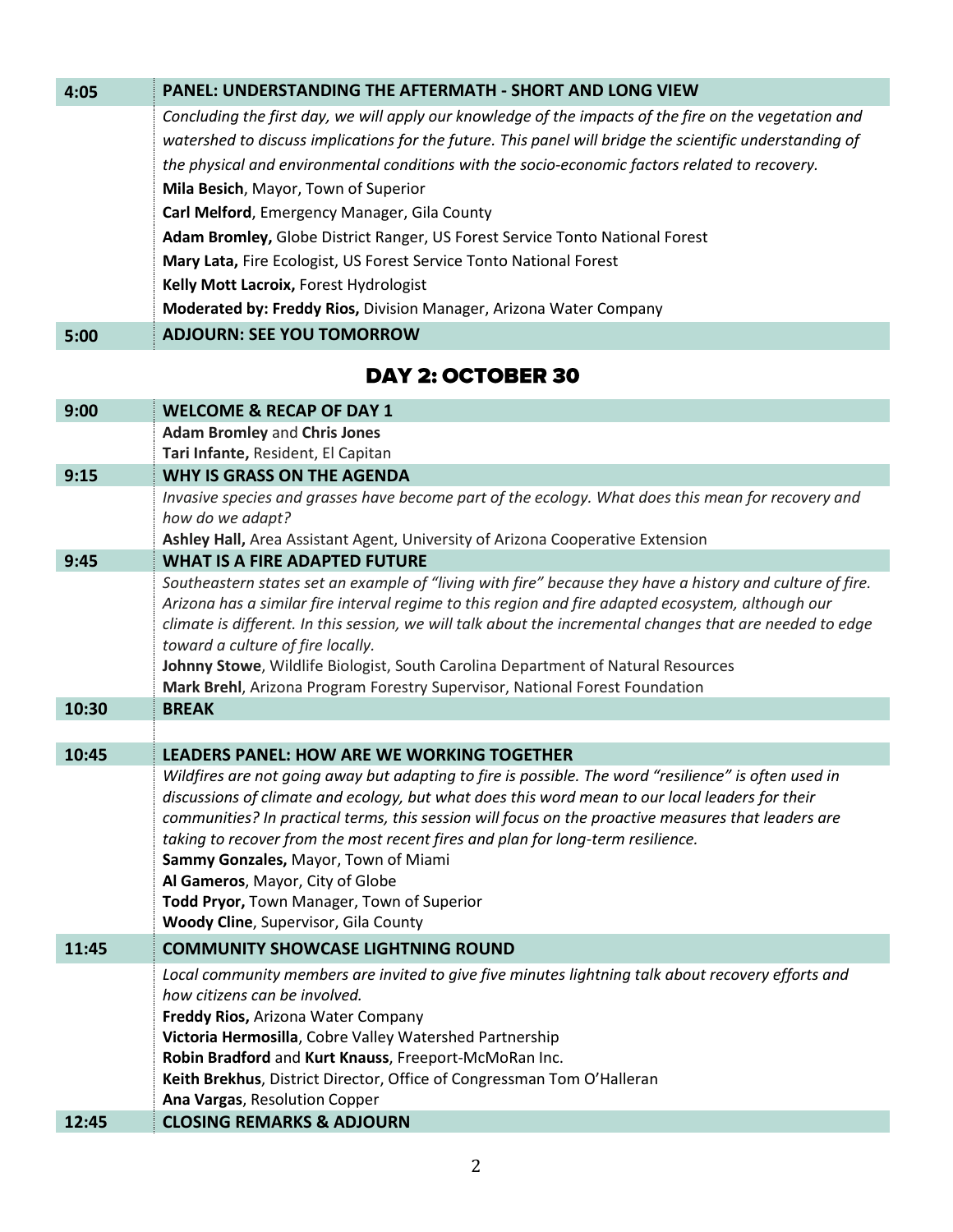| | |
|---|---|
| **4:05** | **PANEL: UNDERSTANDING THE AFTERMATH - SHORT AND LONG VIEW** |
| | *Concluding the first day, we will apply our knowledge of the impacts of the fire on the vegetation and watershed to discuss implications for the future. This panel will bridge the scientific understanding of the physical and environmental conditions with the socio-economic factors related to recovery.*<br>**Mila Besich**, Mayor, Town of Superior<br>**Carl Melford**, Emergency Manager, Gila County<br>**Adam Bromley,** Globe District Ranger, US Forest Service Tonto National Forest<br>**Mary Lata,** Fire Ecologist, US Forest Service Tonto National Forest<br>**Kelly Mott Lacroix,** Forest Hydrologist<br>**Moderated by: Freddy Rios,** Division Manager, Arizona Water Company |
| **5:00** | **ADJOURN: SEE YOU TOMORROW** |

## DAY 2: OCTOBER 30

| | |
|---|---|
| **9:00** | **WELCOME & RECAP OF DAY 1** |
| | **Adam Bromley** and **Chris Jones**<br>**Tari Infante,** Resident, El Capitan |
| **9:15** | **WHY IS GRASS ON THE AGENDA** |
| | *Invasive species and grasses have become part of the ecology. What does this mean for recovery and how do we adapt?*<br>**Ashley Hall,** Area Assistant Agent, University of Arizona Cooperative Extension |
| **9:45** | **WHAT IS A FIRE ADAPTED FUTURE** |
| | *Southeastern states set an example of "living with fire" because they have a history and culture of fire. Arizona has a similar fire interval regime to this region and fire adapted ecosystem, although our climate is different. In this session, we will talk about the incremental changes that are needed to edge toward a culture of fire locally.*<br>**Johnny Stowe**, Wildlife Biologist, South Carolina Department of Natural Resources<br>**Mark Brehl**, Arizona Program Forestry Supervisor, National Forest Foundation |
| **10:30** | **BREAK** |
| | |
| **10:45** | **LEADERS PANEL: HOW ARE WE WORKING TOGETHER** |
| | *Wildfires are not going away but adapting to fire is possible. The word "resilience" is often used in discussions of climate and ecology, but what does this word mean to our local leaders for their communities? In practical terms, this session will focus on the proactive measures that leaders are taking to recover from the most recent fires and plan for long-term resilience.*<br>**Sammy Gonzales,** Mayor, Town of Miami<br>**Al Gameros**, Mayor, City of Globe<br>**Todd Pryor,** Town Manager, Town of Superior<br>**Woody Cline**, Supervisor, Gila County |
| **11:45** | **COMMUNITY SHOWCASE LIGHTNING ROUND** |
| | *Local community members are invited to give five minutes lightning talk about recovery efforts and how citizens can be involved.*<br>**Freddy Rios,** Arizona Water Company<br>**Victoria Hermosilla**, Cobre Valley Watershed Partnership<br>**Robin Bradford** and **Kurt Knauss**, Freeport-McMoRan Inc.<br>**Keith Brekhus**, District Director, Office of Congressman Tom O'Halleran<br>**Ana Vargas**, Resolution Copper |
| **12:45** | **CLOSING REMARKS & ADJOURN** |